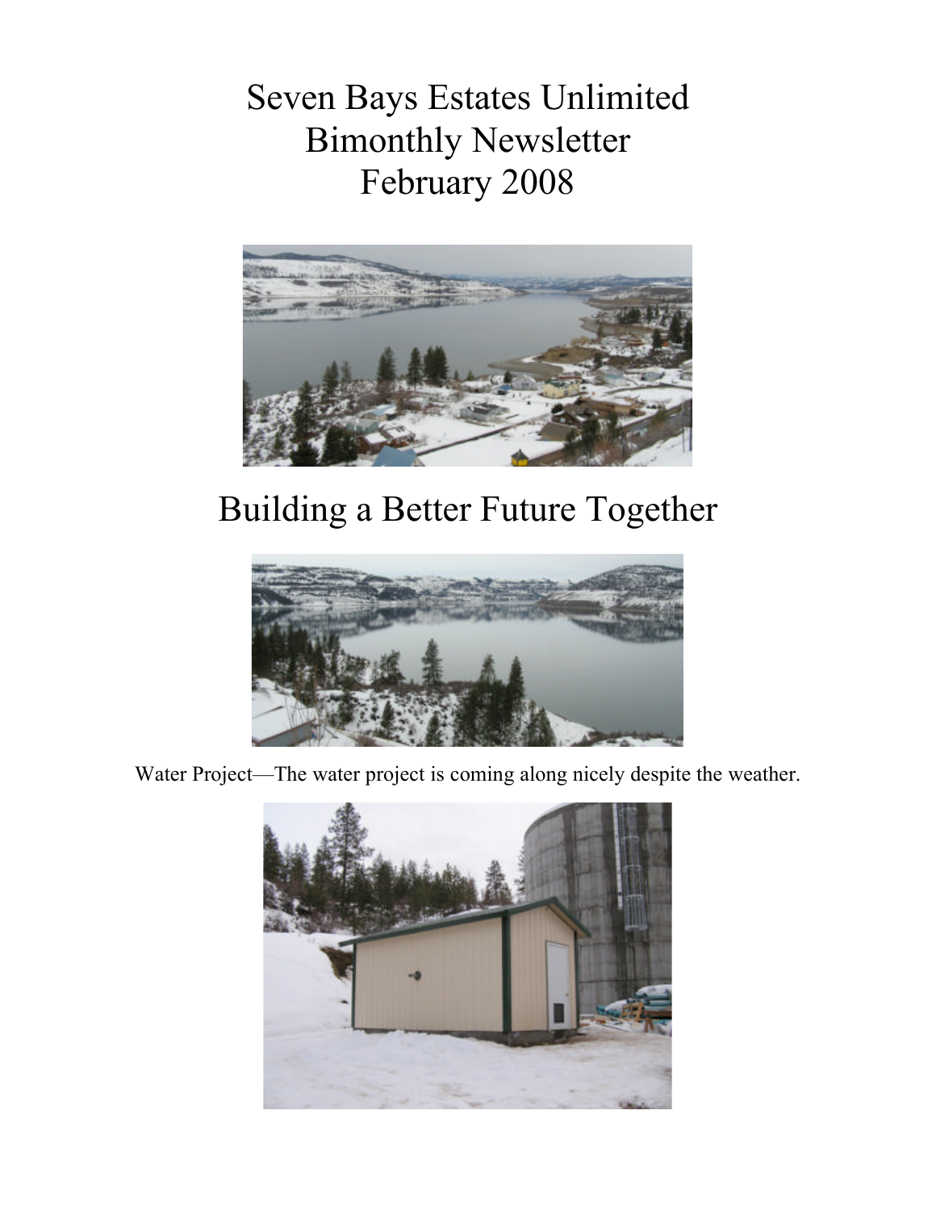# Seven Bays Estates Unlimited
# Bimonthly Newsletter
# February 2008

## Building a Better Future Together

Water Project—The water project is coming along nicely despite the weather.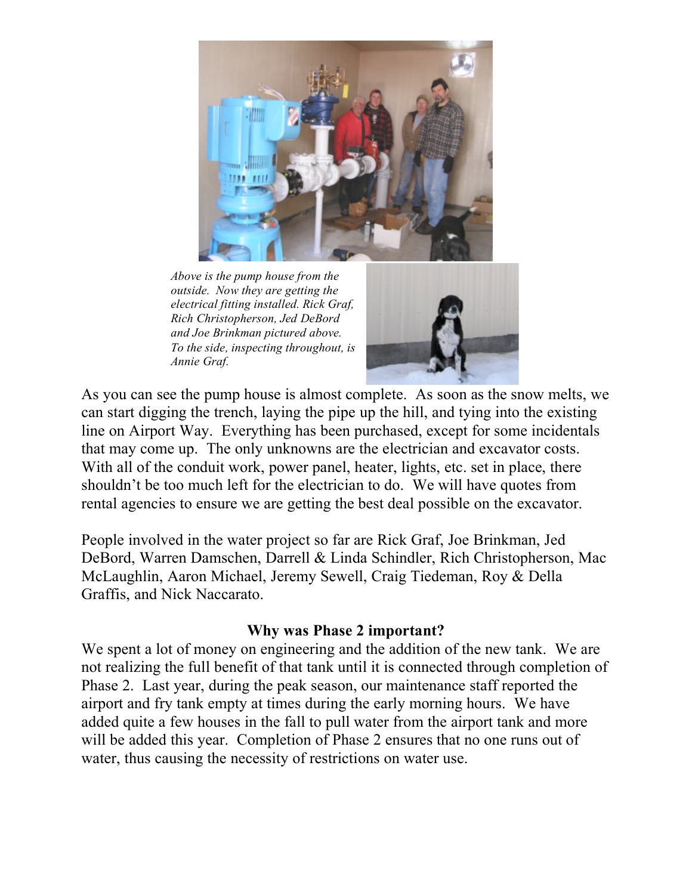*Above is the pump house from the outside. Now they are getting the electrical fitting installed. Rick Graf, Rich Christopherson, Jed DeBord and Joe Brinkman pictured above. To the side, inspecting throughout, is Annie Graf.*

As you can see the pump house is almost complete. As soon as the snow melts, we can start digging the trench, laying the pipe up the hill, and tying into the existing line on Airport Way. Everything has been purchased, except for some incidentals that may come up. The only unknowns are the electrician and excavator costs. With all of the conduit work, power panel, heater, lights, etc. set in place, there shouldn't be too much left for the electrician to do. We will have quotes from rental agencies to ensure we are getting the best deal possible on the excavator.

People involved in the water project so far are Rick Graf, Joe Brinkman, Jed DeBord, Warren Damschen, Darrell & Linda Schindler, Rich Christopherson, Mac McLaughlin, Aaron Michael, Jeremy Sewell, Craig Tiedeman, Roy & Della Graffis, and Nick Naccarato.

**Why was Phase 2 important?**

We spent a lot of money on engineering and the addition of the new tank. We are not realizing the full benefit of that tank until it is connected through completion of Phase 2. Last year, during the peak season, our maintenance staff reported the airport and fry tank empty at times during the early morning hours. We have added quite a few houses in the fall to pull water from the airport tank and more will be added this year. Completion of Phase 2 ensures that no one runs out of water, thus causing the necessity of restrictions on water use.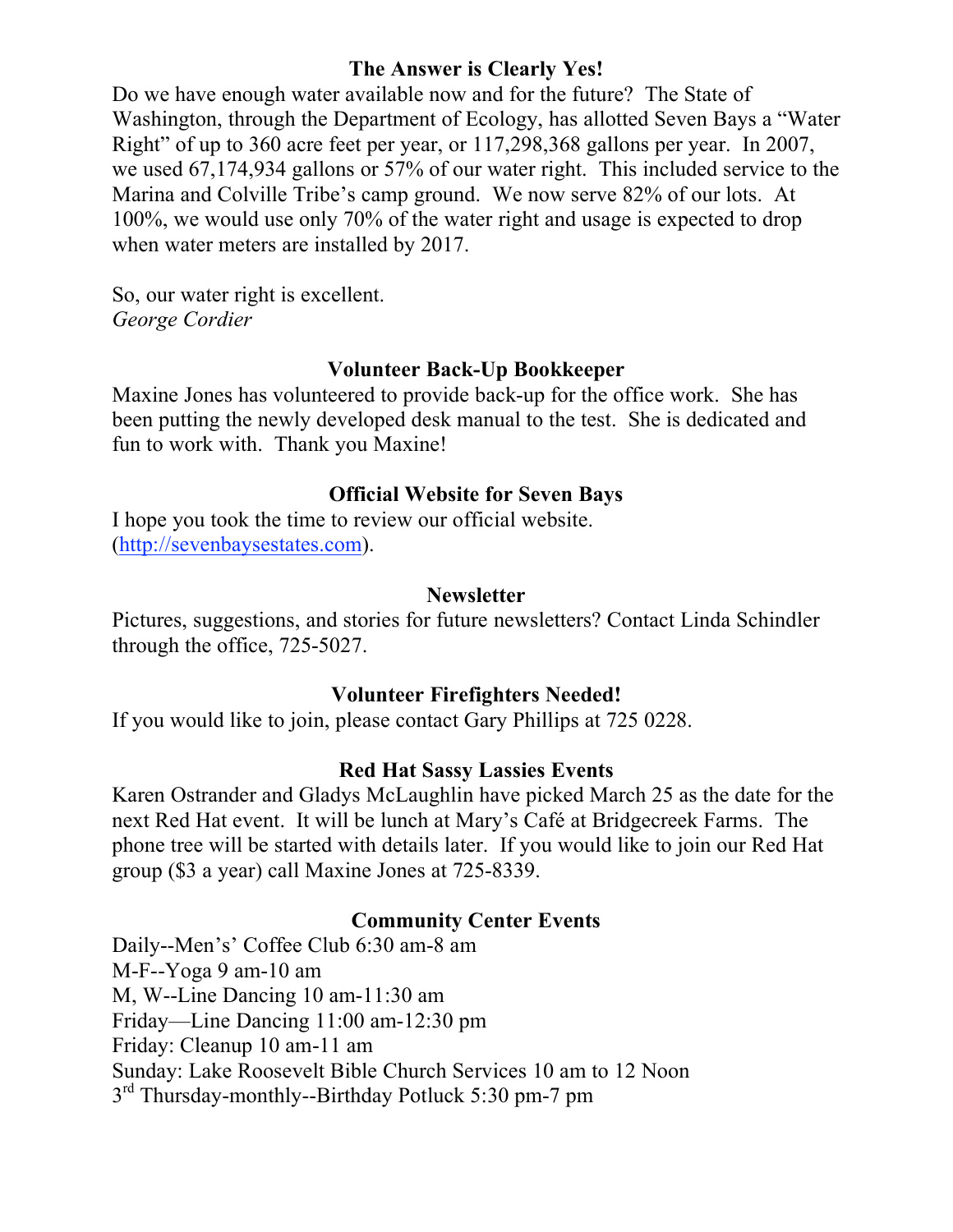### The Answer is Clearly Yes!

Do we have enough water available now and for the future? The State of Washington, through the Department of Ecology, has allotted Seven Bays a "Water Right" of up to 360 acre feet per year, or 117,298,368 gallons per year. In 2007, we used 67,174,934 gallons or 57% of our water right. This included service to the Marina and Colville Tribe's camp ground. We now serve 82% of our lots. At 100%, we would use only 70% of the water right and usage is expected to drop when water meters are installed by 2017.

So, our water right is excellent.
*George Cordier*

### Volunteer Back-Up Bookkeeper

Maxine Jones has volunteered to provide back-up for the office work. She has been putting the newly developed desk manual to the test. She is dedicated and fun to work with. Thank you Maxine!

### Official Website for Seven Bays

I hope you took the time to review our official website. (http://sevenbaysestates.com).

### Newsletter

Pictures, suggestions, and stories for future newsletters? Contact Linda Schindler through the office, 725-5027.

### Volunteer Firefighters Needed!

If you would like to join, please contact Gary Phillips at 725 0228.

### Red Hat Sassy Lassies Events

Karen Ostrander and Gladys McLaughlin have picked March 25 as the date for the next Red Hat event. It will be lunch at Mary's Café at Bridgecreek Farms. The phone tree will be started with details later. If you would like to join our Red Hat group ($3 a year) call Maxine Jones at 725-8339.

### Community Center Events

Daily--Men's' Coffee Club 6:30 am-8 am
M-F--Yoga 9 am-10 am
M, W--Line Dancing 10 am-11:30 am
Friday—Line Dancing 11:00 am-12:30 pm
Friday: Cleanup 10 am-11 am
Sunday: Lake Roosevelt Bible Church Services 10 am to 12 Noon
3rd Thursday-monthly--Birthday Potluck 5:30 pm-7 pm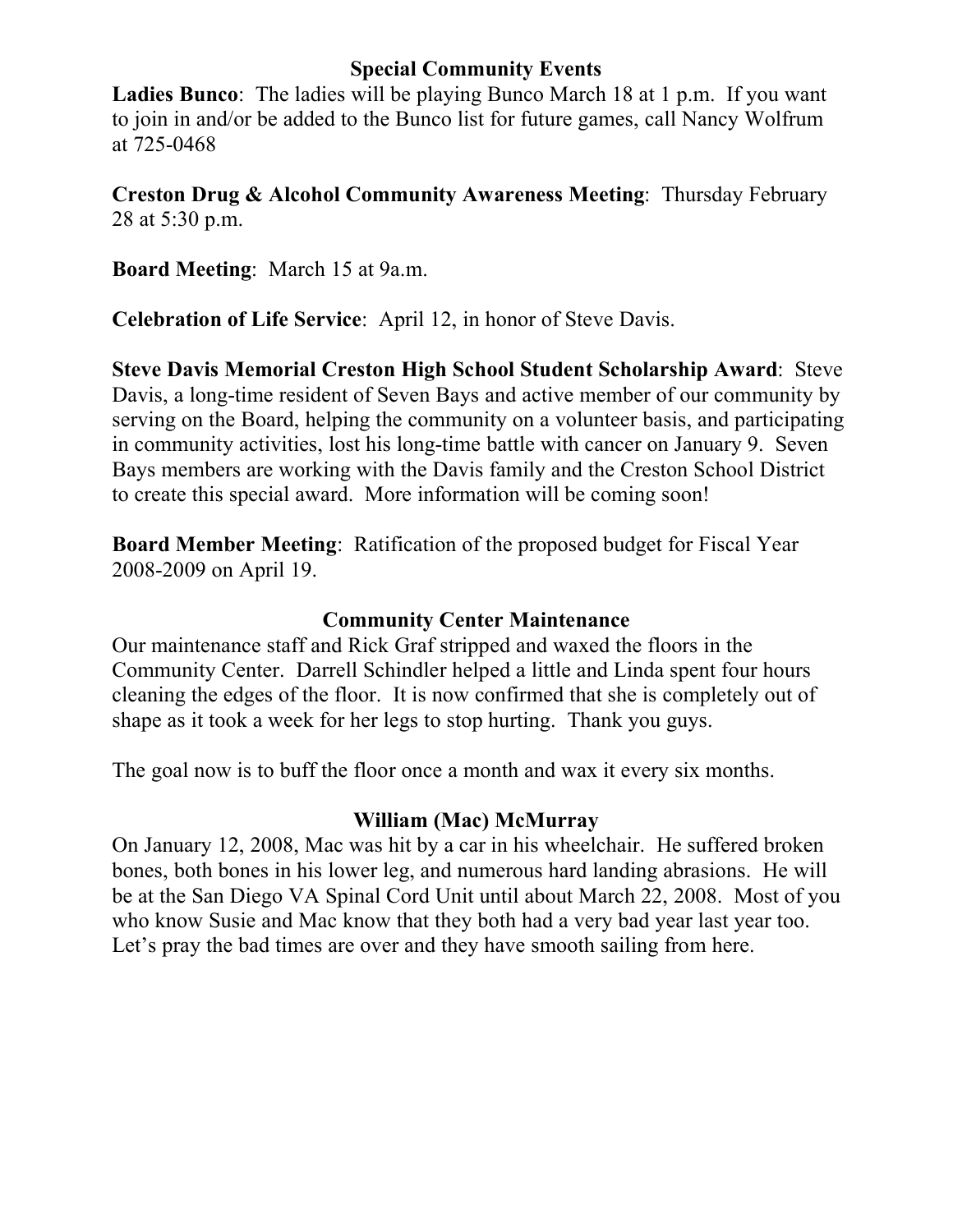## Special Community Events

**Ladies Bunco**: The ladies will be playing Bunco March 18 at 1 p.m. If you want to join in and/or be added to the Bunco list for future games, call Nancy Wolfrum at 725-0468

**Creston Drug & Alcohol Community Awareness Meeting**: Thursday February 28 at 5:30 p.m.

**Board Meeting**: March 15 at 9a.m.

**Celebration of Life Service**: April 12, in honor of Steve Davis.

**Steve Davis Memorial Creston High School Student Scholarship Award**: Steve Davis, a long-time resident of Seven Bays and active member of our community by serving on the Board, helping the community on a volunteer basis, and participating in community activities, lost his long-time battle with cancer on January 9. Seven Bays members are working with the Davis family and the Creston School District to create this special award. More information will be coming soon!

**Board Member Meeting**: Ratification of the proposed budget for Fiscal Year 2008-2009 on April 19.

## Community Center Maintenance

Our maintenance staff and Rick Graf stripped and waxed the floors in the Community Center. Darrell Schindler helped a little and Linda spent four hours cleaning the edges of the floor. It is now confirmed that she is completely out of shape as it took a week for her legs to stop hurting. Thank you guys.

The goal now is to buff the floor once a month and wax it every six months.

## William (Mac) McMurray

On January 12, 2008, Mac was hit by a car in his wheelchair. He suffered broken bones, both bones in his lower leg, and numerous hard landing abrasions. He will be at the San Diego VA Spinal Cord Unit until about March 22, 2008. Most of you who know Susie and Mac know that they both had a very bad year last year too. Let's pray the bad times are over and they have smooth sailing from here.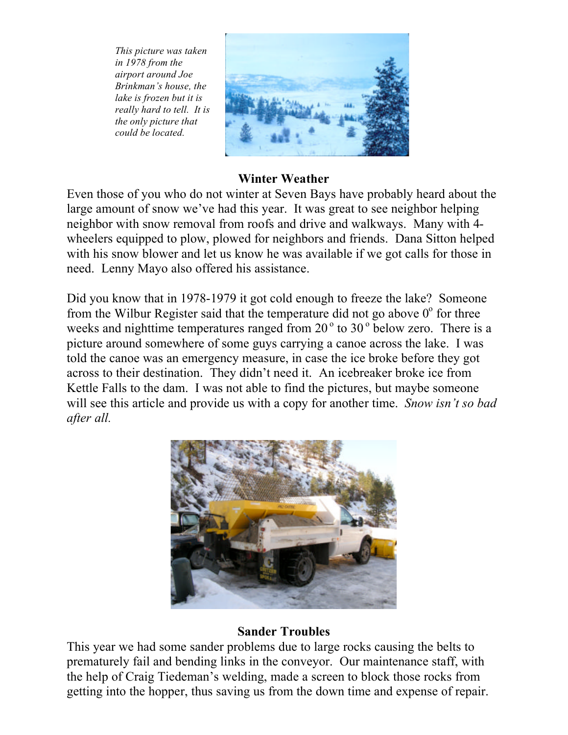*This picture was taken in 1978 from the airport around Joe Brinkman's house, the lake is frozen but it is really hard to tell. It is the only picture that could be located.*

### Winter Weather

Even those of you who do not winter at Seven Bays have probably heard about the large amount of snow we've had this year. It was great to see neighbor helping neighbor with snow removal from roofs and drive and walkways. Many with 4-wheelers equipped to plow, plowed for neighbors and friends. Dana Sitton helped with his snow blower and let us know he was available if we got calls for those in need. Lenny Mayo also offered his assistance.

Did you know that in 1978-1979 it got cold enough to freeze the lake? Someone from the Wilbur Register said that the temperature did not go above $0^{o}$ for three weeks and nighttime temperatures ranged from $20^{o}$ to $30^{o}$ below zero. There is a picture around somewhere of some guys carrying a canoe across the lake. I was told the canoe was an emergency measure, in case the ice broke before they got across to their destination. They didn't need it. An icebreaker broke ice from Kettle Falls to the dam. I was not able to find the pictures, but maybe someone will see this article and provide us with a copy for another time. *Snow isn't so bad after all.*

### Sander Troubles

This year we had some sander problems due to large rocks causing the belts to prematurely fail and bending links in the conveyor. Our maintenance staff, with the help of Craig Tiedeman's welding, made a screen to block those rocks from getting into the hopper, thus saving us from the down time and expense of repair.